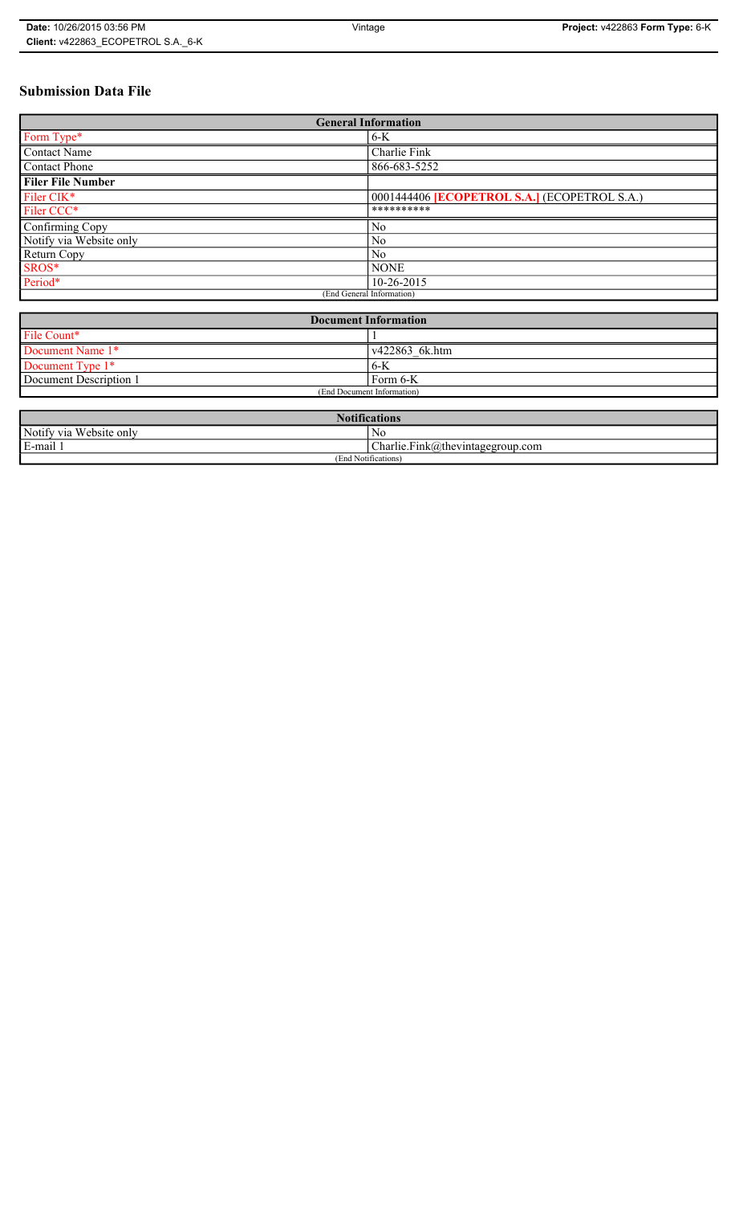# Submission Data File

| General Information | |
|---|---|
| Form Type* | 6-K |
| Contact Name | Charlie Fink |
| Contact Phone | 866-683-5252 |
| **Filer File Number** | |
| Filer CIK* | 0001444406 **[ECOPETROL S.A.]** (ECOPETROL S.A.) |
| Filer CCC* | ********** |
| Confirming Copy | No |
| Notify via Website only | No |
| Return Copy | No |
| SROS* | NONE |
| Period* | 10-26-2015 |
| (End General Information) | |

| Document Information | |
|---|---|
| File Count* | 1 |
| Document Name 1* | v422863_6k.htm |
| Document Type 1* | 6-K |
| Document Description 1 | Form 6-K |
| (End Document Information) | |

| Notifications | |
|---|---|
| Notify via Website only | No |
| E-mail 1 | Charlie.Fink@thevintagegroup.com |
| (End Notifications) | |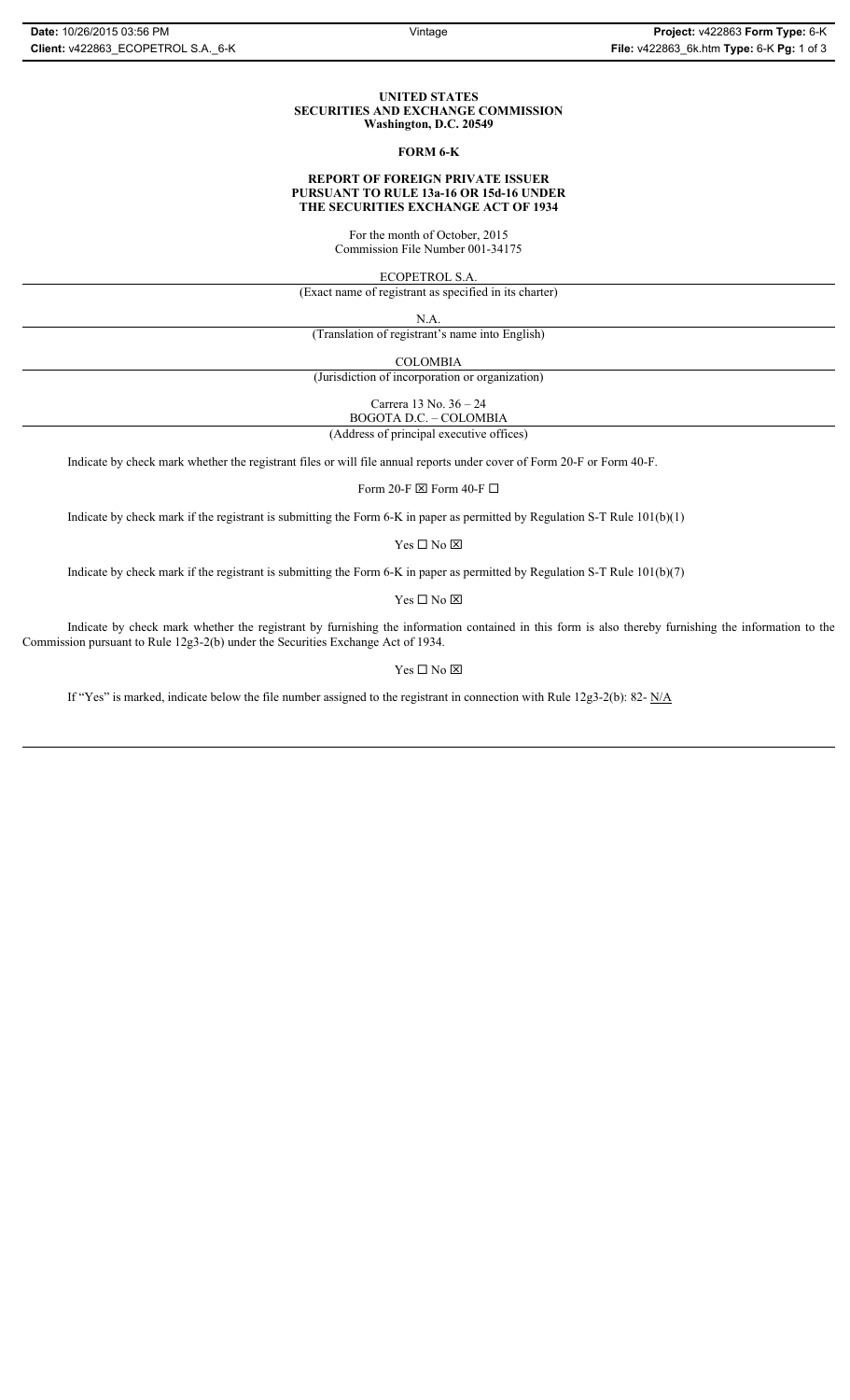**UNITED STATES**
**SECURITIES AND EXCHANGE COMMISSION**
**Washington, D.C. 20549**

**FORM 6-K**

**REPORT OF FOREIGN PRIVATE ISSUER**
**PURSUANT TO RULE 13a-16 OR 15d-16 UNDER**
**THE SECURITIES EXCHANGE ACT OF 1934**

For the month of October, 2015
Commission File Number 001-34175

ECOPETROL S.A.

(Exact name of registrant as specified in its charter)

N.A.

(Translation of registrant's name into English)

COLOMBIA

(Jurisdiction of incorporation or organization)

Carrera 13 No. 36 – 24
BOGOTA D.C. – COLOMBIA

(Address of principal executive offices)

Indicate by check mark whether the registrant files or will file annual reports under cover of Form 20-F or Form 40-F.

Form 20-F ☒ Form 40-F ☐

Indicate by check mark if the registrant is submitting the Form 6-K in paper as permitted by Regulation S-T Rule 101(b)(1)

Yes ☐ No ☒

Indicate by check mark if the registrant is submitting the Form 6-K in paper as permitted by Regulation S-T Rule 101(b)(7)

Yes ☐ No ☒

Indicate by check mark whether the registrant by furnishing the information contained in this form is also thereby furnishing the information to the Commission pursuant to Rule 12g3-2(b) under the Securities Exchange Act of 1934.

Yes ☐ No ☒

If "Yes" is marked, indicate below the file number assigned to the registrant in connection with Rule 12g3-2(b): 82- N/A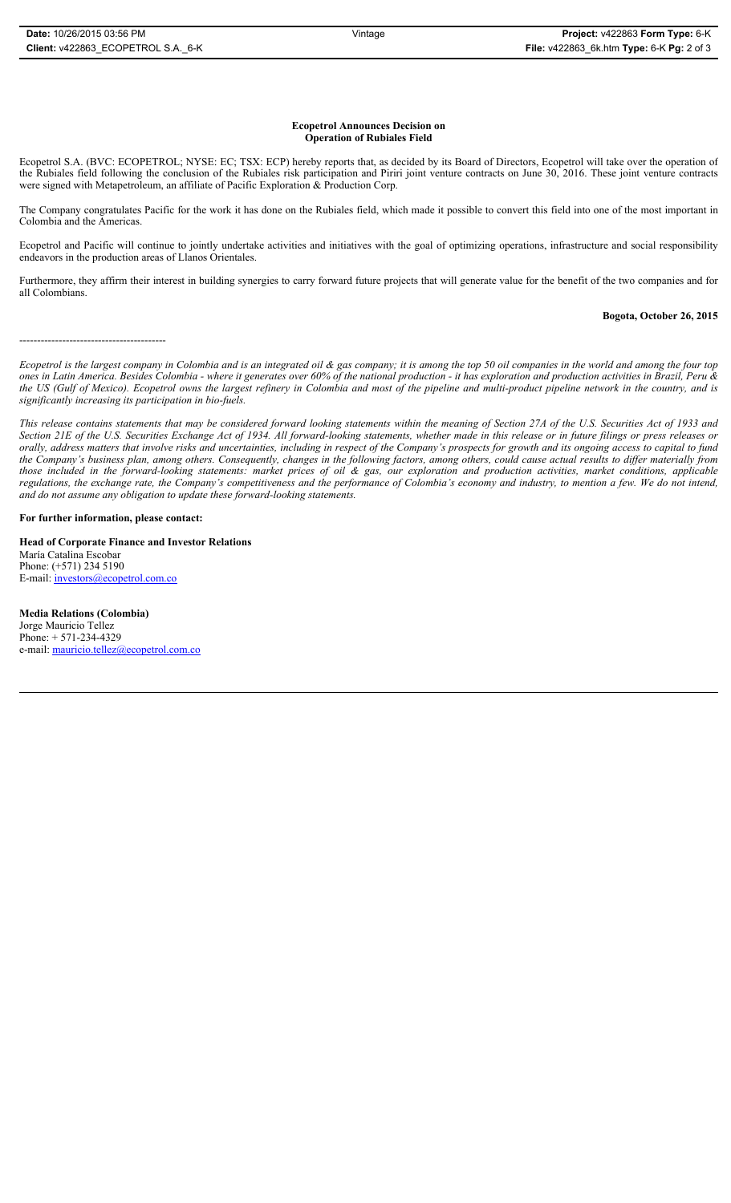**Ecopetrol Announces Decision on Operation of Rubiales Field**

Ecopetrol S.A. (BVC: ECOPETROL; NYSE: EC; TSX: ECP) hereby reports that, as decided by its Board of Directors, Ecopetrol will take over the operation of the Rubiales field following the conclusion of the Rubiales risk participation and Piriri joint venture contracts on June 30, 2016. These joint venture contracts were signed with Metapetroleum, an affiliate of Pacific Exploration & Production Corp.

The Company congratulates Pacific for the work it has done on the Rubiales field, which made it possible to convert this field into one of the most important in Colombia and the Americas.

Ecopetrol and Pacific will continue to jointly undertake activities and initiatives with the goal of optimizing operations, infrastructure and social responsibility endeavors in the production areas of Llanos Orientales.

Furthermore, they affirm their interest in building synergies to carry forward future projects that will generate value for the benefit of the two companies and for all Colombians.

**Bogota, October 26, 2015**

-----------------------------------------

*Ecopetrol is the largest company in Colombia and is an integrated oil & gas company; it is among the top 50 oil companies in the world and among the four top ones in Latin America. Besides Colombia - where it generates over 60% of the national production - it has exploration and production activities in Brazil, Peru & the US (Gulf of Mexico). Ecopetrol owns the largest refinery in Colombia and most of the pipeline and multi-product pipeline network in the country, and is significantly increasing its participation in bio-fuels.*

*This release contains statements that may be considered forward looking statements within the meaning of Section 27A of the U.S. Securities Act of 1933 and Section 21E of the U.S. Securities Exchange Act of 1934. All forward-looking statements, whether made in this release or in future filings or press releases or orally, address matters that involve risks and uncertainties, including in respect of the Company's prospects for growth and its ongoing access to capital to fund the Company's business plan, among others. Consequently, changes in the following factors, among others, could cause actual results to differ materially from those included in the forward-looking statements: market prices of oil & gas, our exploration and production activities, market conditions, applicable regulations, the exchange rate, the Company's competitiveness and the performance of Colombia's economy and industry, to mention a few. We do not intend, and do not assume any obligation to update these forward-looking statements.*

**For further information, please contact:**

**Head of Corporate Finance and Investor Relations**
María Catalina Escobar
Phone: (+571) 234 5190
E-mail: investors@ecopetrol.com.co

**Media Relations (Colombia)**
Jorge Mauricio Tellez
Phone: + 571-234-4329
e-mail: mauricio.tellez@ecopetrol.com.co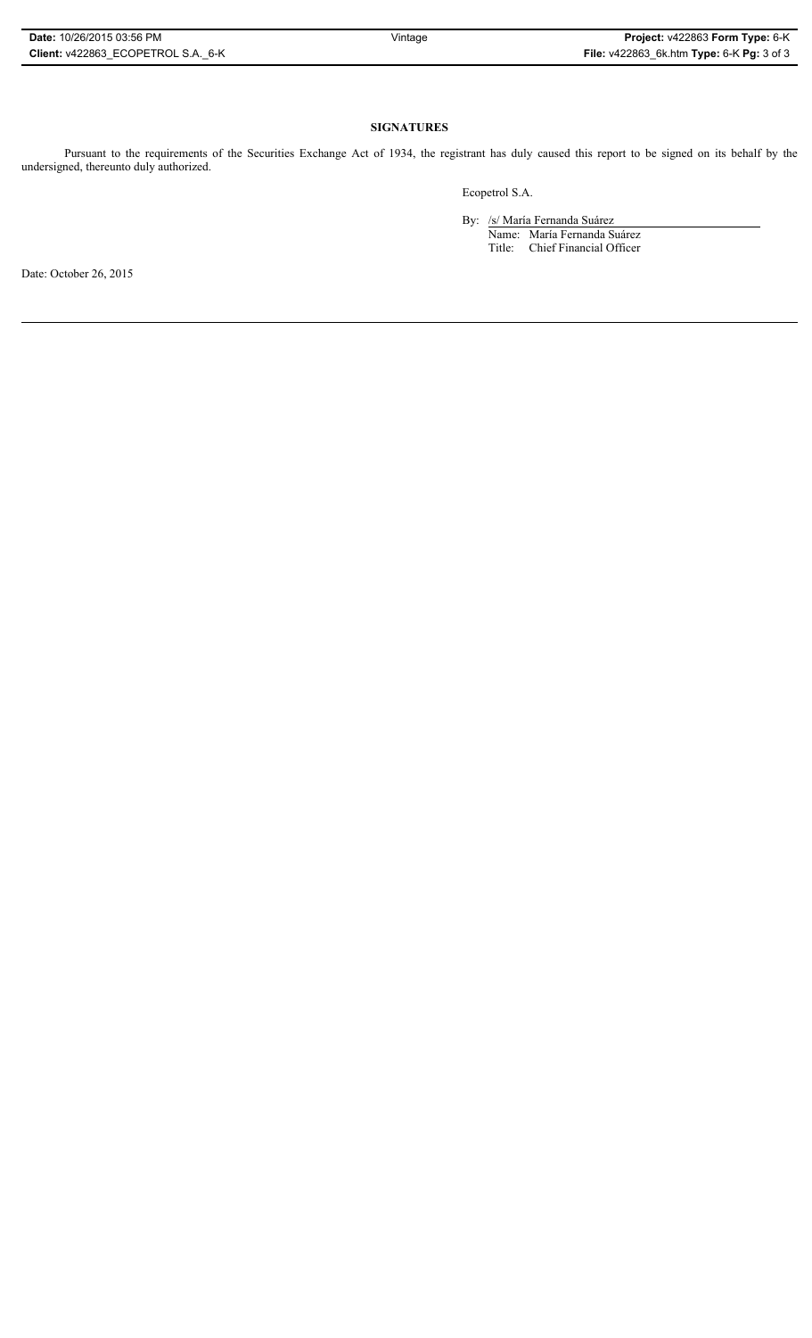## SIGNATURES

Pursuant to the requirements of the Securities Exchange Act of 1934, the registrant has duly caused this report to be signed on its behalf by the undersigned, thereunto duly authorized.

Ecopetrol S.A.

By: /s/ María Fernanda Suárez

Name: María Fernanda Suárez

Title: Chief Financial Officer

Date: October 26, 2015